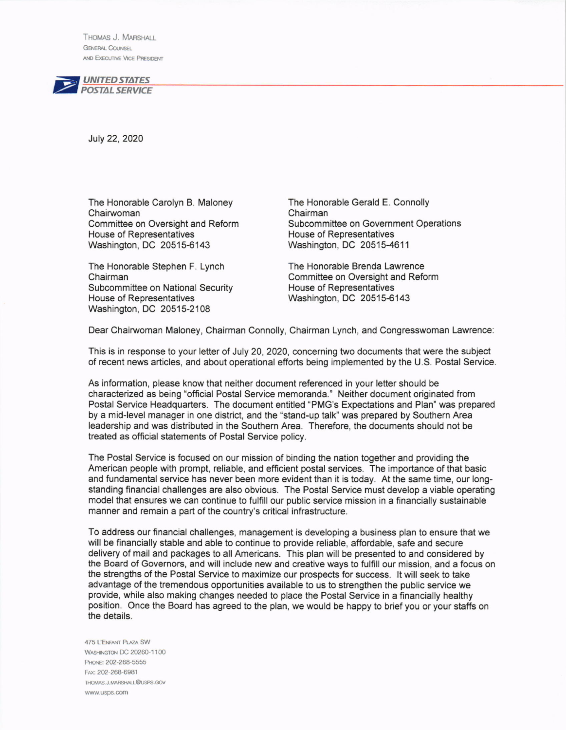THOMAS J. MARSHALL
GENERAL COUNSEL
AND EXECUTIVE VICE PRESIDENT

**UNITED STATES POSTAL SERVICE**

July 22, 2020

The Honorable Carolyn B. Maloney
Chairwoman
Committee on Oversight and Reform
House of Representatives
Washington, DC 20515-6143

The Honorable Gerald E. Connolly
Chairman
Subcommittee on Government Operations
House of Representatives
Washington, DC 20515-4611

The Honorable Stephen F. Lynch
Chairman
Subcommittee on National Security
House of Representatives
Washington, DC 20515-2108

The Honorable Brenda Lawrence
Committee on Oversight and Reform
House of Representatives
Washington, DC 20515-6143

Dear Chairwoman Maloney, Chairman Connolly, Chairman Lynch, and Congresswoman Lawrence:

This is in response to your letter of July 20, 2020, concerning two documents that were the subject of recent news articles, and about operational efforts being implemented by the U.S. Postal Service.

As information, please know that neither document referenced in your letter should be characterized as being "official Postal Service memoranda." Neither document originated from Postal Service Headquarters. The document entitled "PMG's Expectations and Plan" was prepared by a mid-level manager in one district, and the "stand-up talk" was prepared by Southern Area leadership and was distributed in the Southern Area. Therefore, the documents should not be treated as official statements of Postal Service policy.

The Postal Service is focused on our mission of binding the nation together and providing the American people with prompt, reliable, and efficient postal services. The importance of that basic and fundamental service has never been more evident than it is today. At the same time, our long-standing financial challenges are also obvious. The Postal Service must develop a viable operating model that ensures we can continue to fulfill our public service mission in a financially sustainable manner and remain a part of the country's critical infrastructure.

To address our financial challenges, management is developing a business plan to ensure that we will be financially stable and able to continue to provide reliable, affordable, safe and secure delivery of mail and packages to all Americans. This plan will be presented to and considered by the Board of Governors, and will include new and creative ways to fulfill our mission, and a focus on the strengths of the Postal Service to maximize our prospects for success. It will seek to take advantage of the tremendous opportunities available to us to strengthen the public service we provide, while also making changes needed to place the Postal Service in a financially healthy position. Once the Board has agreed to the plan, we would be happy to brief you or your staffs on the details.

475 L'ENFANT PLAZA SW
WASHINGTON DC 20260-1100
PHONE: 202-268-5555
FAX: 202-268-6981
THOMAS.J.MARSHALL@USPS.GOV
www.usps.com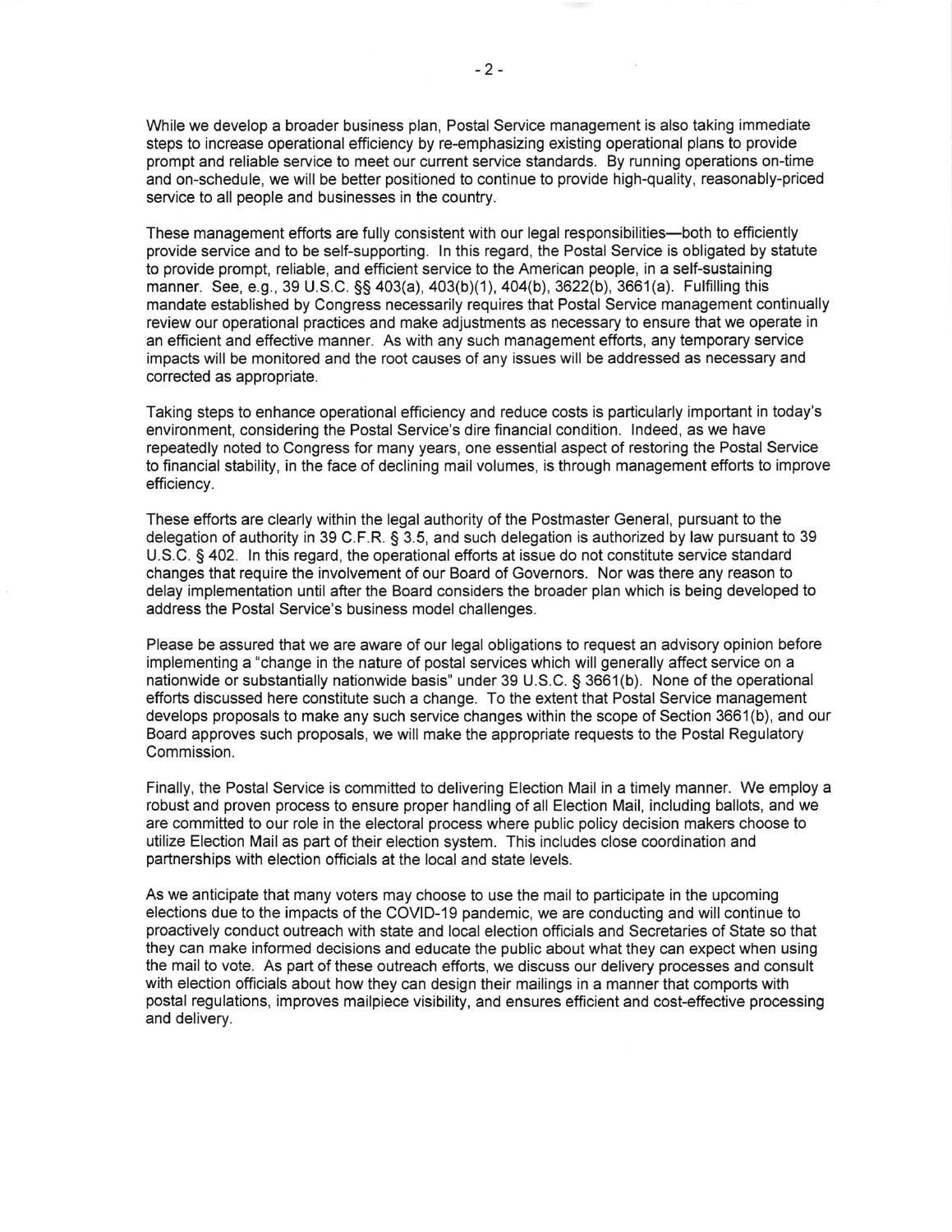While we develop a broader business plan, Postal Service management is also taking immediate steps to increase operational efficiency by re-emphasizing existing operational plans to provide prompt and reliable service to meet our current service standards. By running operations on-time and on-schedule, we will be better positioned to continue to provide high-quality, reasonably-priced service to all people and businesses in the country.

These management efforts are fully consistent with our legal responsibilities—both to efficiently provide service and to be self-supporting. In this regard, the Postal Service is obligated by statute to provide prompt, reliable, and efficient service to the American people, in a self-sustaining manner. See, e.g., 39 U.S.C. §§ 403(a), 403(b)(1), 404(b), 3622(b), 3661(a). Fulfilling this mandate established by Congress necessarily requires that Postal Service management continually review our operational practices and make adjustments as necessary to ensure that we operate in an efficient and effective manner. As with any such management efforts, any temporary service impacts will be monitored and the root causes of any issues will be addressed as necessary and corrected as appropriate.

Taking steps to enhance operational efficiency and reduce costs is particularly important in today's environment, considering the Postal Service's dire financial condition. Indeed, as we have repeatedly noted to Congress for many years, one essential aspect of restoring the Postal Service to financial stability, in the face of declining mail volumes, is through management efforts to improve efficiency.

These efforts are clearly within the legal authority of the Postmaster General, pursuant to the delegation of authority in 39 C.F.R. § 3.5, and such delegation is authorized by law pursuant to 39 U.S.C. § 402. In this regard, the operational efforts at issue do not constitute service standard changes that require the involvement of our Board of Governors. Nor was there any reason to delay implementation until after the Board considers the broader plan which is being developed to address the Postal Service's business model challenges.

Please be assured that we are aware of our legal obligations to request an advisory opinion before implementing a "change in the nature of postal services which will generally affect service on a nationwide or substantially nationwide basis" under 39 U.S.C. § 3661(b). None of the operational efforts discussed here constitute such a change. To the extent that Postal Service management develops proposals to make any such service changes within the scope of Section 3661(b), and our Board approves such proposals, we will make the appropriate requests to the Postal Regulatory Commission.

Finally, the Postal Service is committed to delivering Election Mail in a timely manner. We employ a robust and proven process to ensure proper handling of all Election Mail, including ballots, and we are committed to our role in the electoral process where public policy decision makers choose to utilize Election Mail as part of their election system. This includes close coordination and partnerships with election officials at the local and state levels.

As we anticipate that many voters may choose to use the mail to participate in the upcoming elections due to the impacts of the COVID-19 pandemic, we are conducting and will continue to proactively conduct outreach with state and local election officials and Secretaries of State so that they can make informed decisions and educate the public about what they can expect when using the mail to vote. As part of these outreach efforts, we discuss our delivery processes and consult with election officials about how they can design their mailings in a manner that comports with postal regulations, improves mailpiece visibility, and ensures efficient and cost-effective processing and delivery.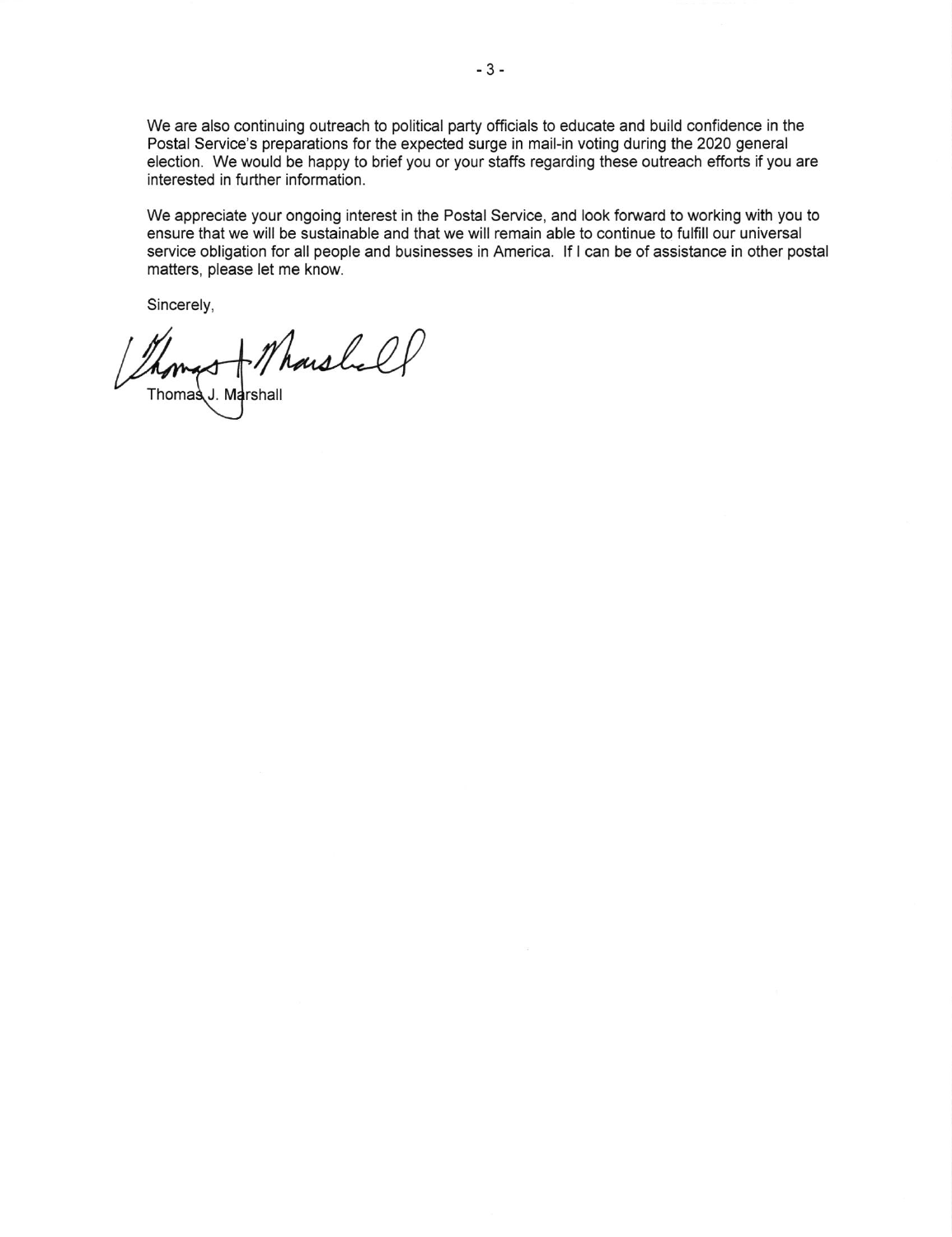We are also continuing outreach to political party officials to educate and build confidence in the Postal Service's preparations for the expected surge in mail-in voting during the 2020 general election. We would be happy to brief you or your staffs regarding these outreach efforts if you are interested in further information.

We appreciate your ongoing interest in the Postal Service, and look forward to working with you to ensure that we will be sustainable and that we will remain able to continue to fulfill our universal service obligation for all people and businesses in America. If I can be of assistance in other postal matters, please let me know.

Sincerely,

Thomas J. Marshall